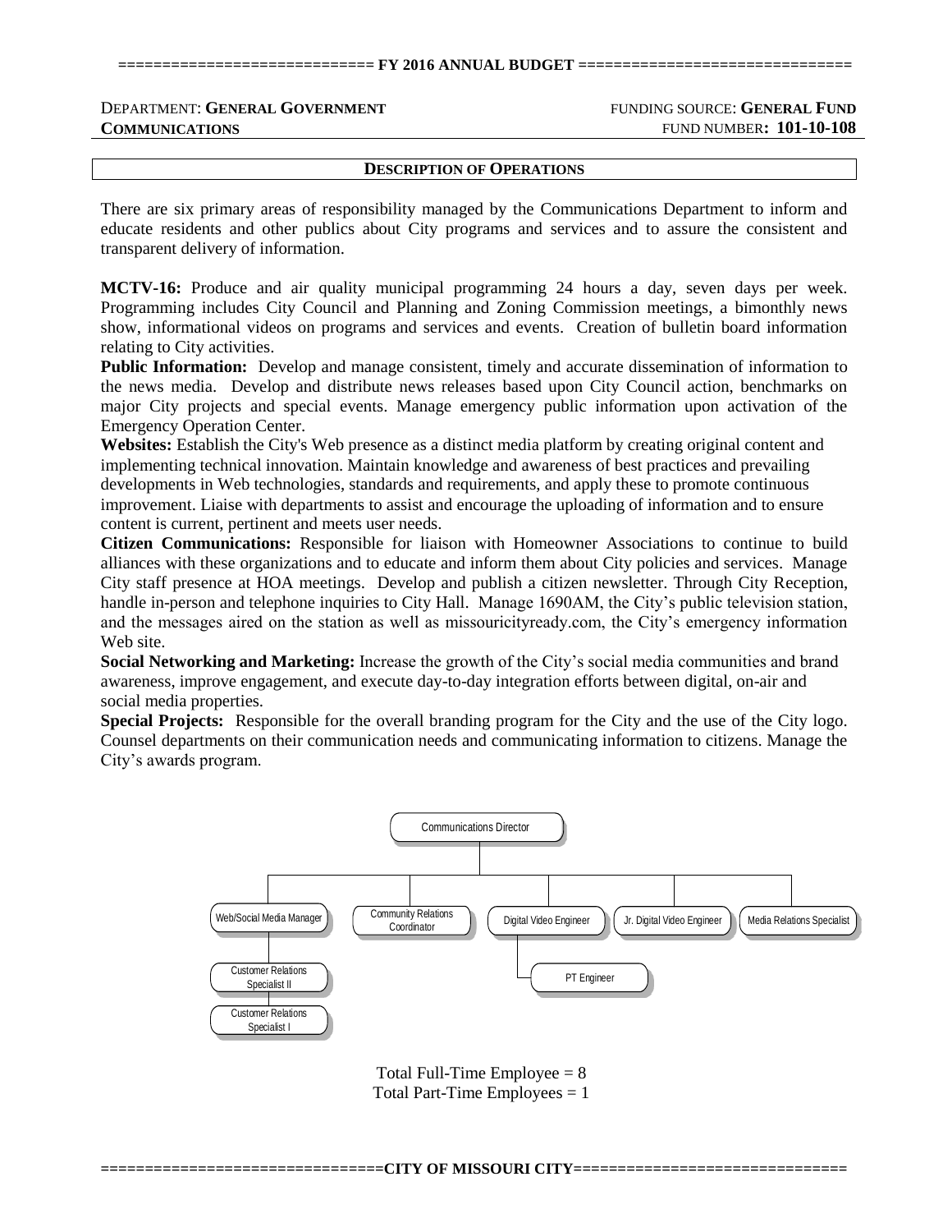DEPARTMENT: **GENERAL GOVERNMENT COMMUNICATIONS**

FUNDING SOURCE: **GENERAL FUND**
FUND NUMBER: **101-10-108**

## DESCRIPTION OF OPERATIONS

There are six primary areas of responsibility managed by the Communications Department to inform and educate residents and other publics about City programs and services and to assure the consistent and transparent delivery of information.

**MCTV-16:** Produce and air quality municipal programming 24 hours a day, seven days per week. Programming includes City Council and Planning and Zoning Commission meetings, a bimonthly news show, informational videos on programs and services and events. Creation of bulletin board information relating to City activities.

**Public Information:** Develop and manage consistent, timely and accurate dissemination of information to the news media. Develop and distribute news releases based upon City Council action, benchmarks on major City projects and special events. Manage emergency public information upon activation of the Emergency Operation Center.

**Websites:** Establish the City's Web presence as a distinct media platform by creating original content and implementing technical innovation. Maintain knowledge and awareness of best practices and prevailing developments in Web technologies, standards and requirements, and apply these to promote continuous improvement. Liaise with departments to assist and encourage the uploading of information and to ensure content is current, pertinent and meets user needs.

**Citizen Communications:** Responsible for liaison with Homeowner Associations to continue to build alliances with these organizations and to educate and inform them about City policies and services. Manage City staff presence at HOA meetings. Develop and publish a citizen newsletter. Through City Reception, handle in-person and telephone inquiries to City Hall. Manage 1690AM, the City's public television station, and the messages aired on the station as well as missouricityready.com, the City's emergency information Web site.

**Social Networking and Marketing:** Increase the growth of the City's social media communities and brand awareness, improve engagement, and execute day-to-day integration efforts between digital, on-air and social media properties.

**Special Projects:** Responsible for the overall branding program for the City and the use of the City logo. Counsel departments on their communication needs and communicating information to citizens. Manage the City's awards program.

- Communications Director
  - Web/Social Media Manager
    - Customer Relations Specialist II
    - Customer Relations Specialist I
  - Community Relations Coordinator
  - Digital Video Engineer
    - PT Engineer
  - Jr. Digital Video Engineer
  - Media Relations Specialist

Total Full-Time Employee = 8
Total Part-Time Employees = 1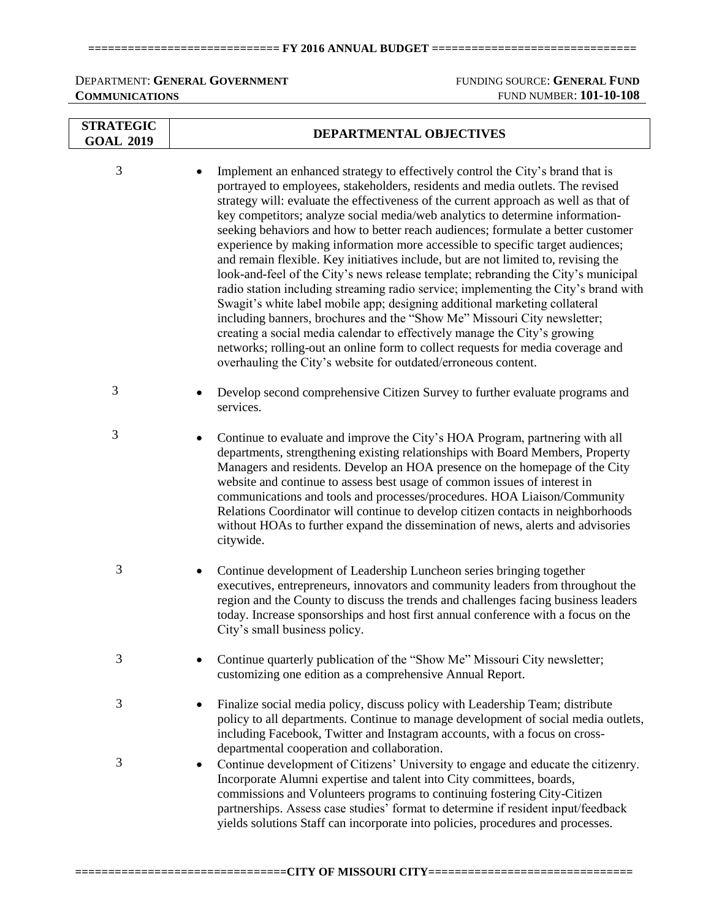DEPARTMENT: **GENERAL GOVERNMENT**
**COMMUNICATIONS**

FUNDING SOURCE: **GENERAL FUND**
FUND NUMBER: **101-10-108**

| STRATEGIC GOAL 2019 | DEPARTMENTAL OBJECTIVES |
|---|---|
| 3 | • Implement an enhanced strategy to effectively control the City's brand that is portrayed to employees, stakeholders, residents and media outlets. The revised strategy will: evaluate the effectiveness of the current approach as well as that of key competitors; analyze social media/web analytics to determine information-seeking behaviors and how to better reach audiences; formulate a better customer experience by making information more accessible to specific target audiences; and remain flexible. Key initiatives include, but are not limited to, revising the look-and-feel of the City's news release template; rebranding the City's municipal radio station including streaming radio service; implementing the City's brand with Swagit's white label mobile app; designing additional marketing collateral including banners, brochures and the "Show Me" Missouri City newsletter; creating a social media calendar to effectively manage the City's growing networks; rolling-out an online form to collect requests for media coverage and overhauling the City's website for outdated/erroneous content. |
| 3 | • Develop second comprehensive Citizen Survey to further evaluate programs and services. |
| 3 | • Continue to evaluate and improve the City's HOA Program, partnering with all departments, strengthening existing relationships with Board Members, Property Managers and residents. Develop an HOA presence on the homepage of the City website and continue to assess best usage of common issues of interest in communications and tools and processes/procedures. HOA Liaison/Community Relations Coordinator will continue to develop citizen contacts in neighborhoods without HOAs to further expand the dissemination of news, alerts and advisories citywide. |
| 3 | • Continue development of Leadership Luncheon series bringing together executives, entrepreneurs, innovators and community leaders from throughout the region and the County to discuss the trends and challenges facing business leaders today. Increase sponsorships and host first annual conference with a focus on the City's small business policy. |
| 3 | • Continue quarterly publication of the "Show Me" Missouri City newsletter; customizing one edition as a comprehensive Annual Report. |
| 3 | • Finalize social media policy, discuss policy with Leadership Team; distribute policy to all departments. Continue to manage development of social media outlets, including Facebook, Twitter and Instagram accounts, with a focus on cross-departmental cooperation and collaboration. |
| 3 | • Continue development of Citizens' University to engage and educate the citizenry. Incorporate Alumni expertise and talent into City committees, boards, commissions and Volunteers programs to continuing fostering City-Citizen partnerships. Assess case studies' format to determine if resident input/feedback yields solutions Staff can incorporate into policies, procedures and processes. |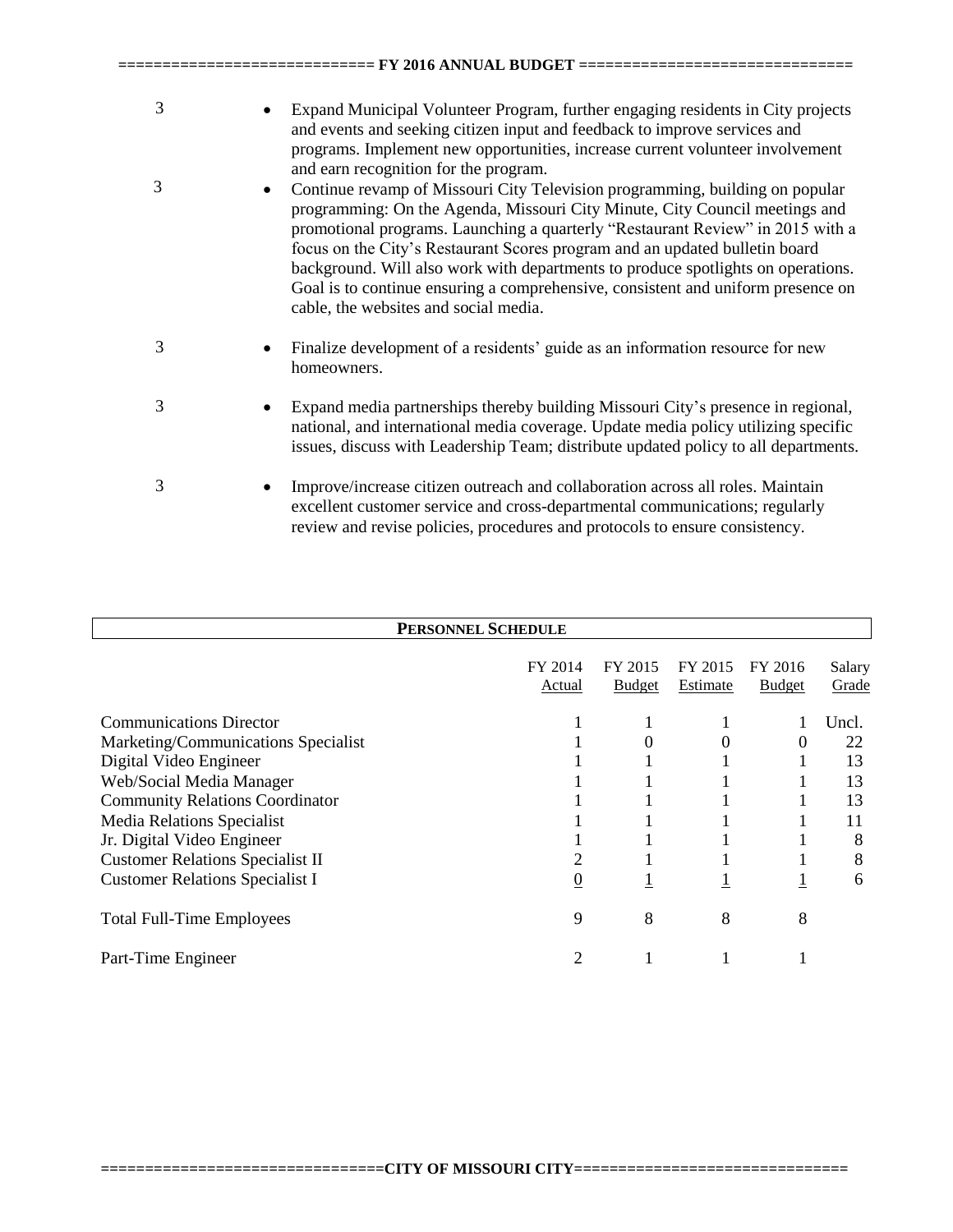3 — • Expand Municipal Volunteer Program, further engaging residents in City projects and events and seeking citizen input and feedback to improve services and programs. Implement new opportunities, increase current volunteer involvement and earn recognition for the program.

3 — • Continue revamp of Missouri City Television programming, building on popular programming: On the Agenda, Missouri City Minute, City Council meetings and promotional programs. Launching a quarterly "Restaurant Review" in 2015 with a focus on the City's Restaurant Scores program and an updated bulletin board background. Will also work with departments to produce spotlights on operations. Goal is to continue ensuring a comprehensive, consistent and uniform presence on cable, the websites and social media.

3 — • Finalize development of a residents' guide as an information resource for new homeowners.

3 — • Expand media partnerships thereby building Missouri City's presence in regional, national, and international media coverage. Update media policy utilizing specific issues, discuss with Leadership Team; distribute updated policy to all departments.

3 — • Improve/increase citizen outreach and collaboration across all roles. Maintain excellent customer service and cross-departmental communications; regularly review and revise policies, procedures and protocols to ensure consistency.

## PERSONNEL SCHEDULE

| | FY 2014 Actual | FY 2015 Budget | FY 2015 Estimate | FY 2016 Budget | Salary Grade |
|---|---|---|---|---|---|
| Communications Director | 1 | 1 | 1 | 1 | Uncl. |
| Marketing/Communications Specialist | 1 | 0 | 0 | 0 | 22 |
| Digital Video Engineer | 1 | 1 | 1 | 1 | 13 |
| Web/Social Media Manager | 1 | 1 | 1 | 1 | 13 |
| Community Relations Coordinator | 1 | 1 | 1 | 1 | 13 |
| Media Relations Specialist | 1 | 1 | 1 | 1 | 11 |
| Jr. Digital Video Engineer | 1 | 1 | 1 | 1 | 8 |
| Customer Relations Specialist II | 2 | 1 | 1 | 1 | 8 |
| Customer Relations Specialist I | 0 | 1 | 1 | 1 | 6 |
| Total Full-Time Employees | 9 | 8 | 8 | 8 | |
| Part-Time Engineer | 2 | 1 | 1 | 1 | |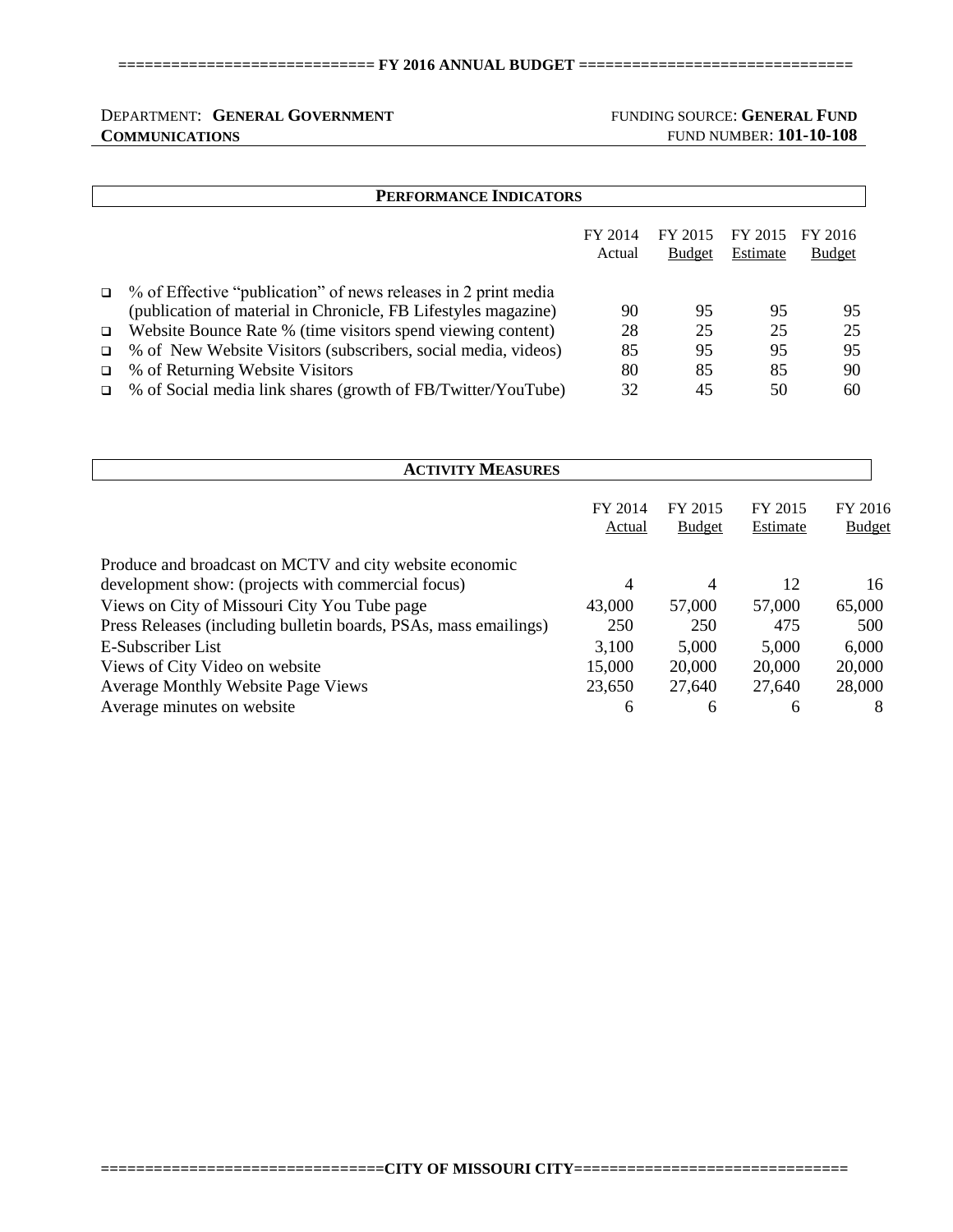DEPARTMENT: **GENERAL GOVERNMENT** FUNDING SOURCE: **GENERAL FUND**

**COMMUNICATIONS** FUND NUMBER: **101-10-108**

## PERFORMANCE INDICATORS

| | FY 2014 Actual | FY 2015 Budget | FY 2015 Estimate | FY 2016 Budget |
|---|---|---|---|---|
| % of Effective "publication" of news releases in 2 print media (publication of material in Chronicle, FB Lifestyles magazine) | 90 | 95 | 95 | 95 |
| Website Bounce Rate % (time visitors spend viewing content) | 28 | 25 | 25 | 25 |
| % of New Website Visitors (subscribers, social media, videos) | 85 | 95 | 95 | 95 |
| % of Returning Website Visitors | 80 | 85 | 85 | 90 |
| % of Social media link shares (growth of FB/Twitter/YouTube) | 32 | 45 | 50 | 60 |

## ACTIVITY MEASURES

| | FY 2014 Actual | FY 2015 Budget | FY 2015 Estimate | FY 2016 Budget |
|---|---|---|---|---|
| Produce and broadcast on MCTV and city website economic development show: (projects with commercial focus) | 4 | 4 | 12 | 16 |
| Views on City of Missouri City You Tube page | 43,000 | 57,000 | 57,000 | 65,000 |
| Press Releases (including bulletin boards, PSAs, mass emailings) | 250 | 250 | 475 | 500 |
| E-Subscriber List | 3,100 | 5,000 | 5,000 | 6,000 |
| Views of City Video on website | 15,000 | 20,000 | 20,000 | 20,000 |
| Average Monthly Website Page Views | 23,650 | 27,640 | 27,640 | 28,000 |
| Average minutes on website | 6 | 6 | 6 | 8 |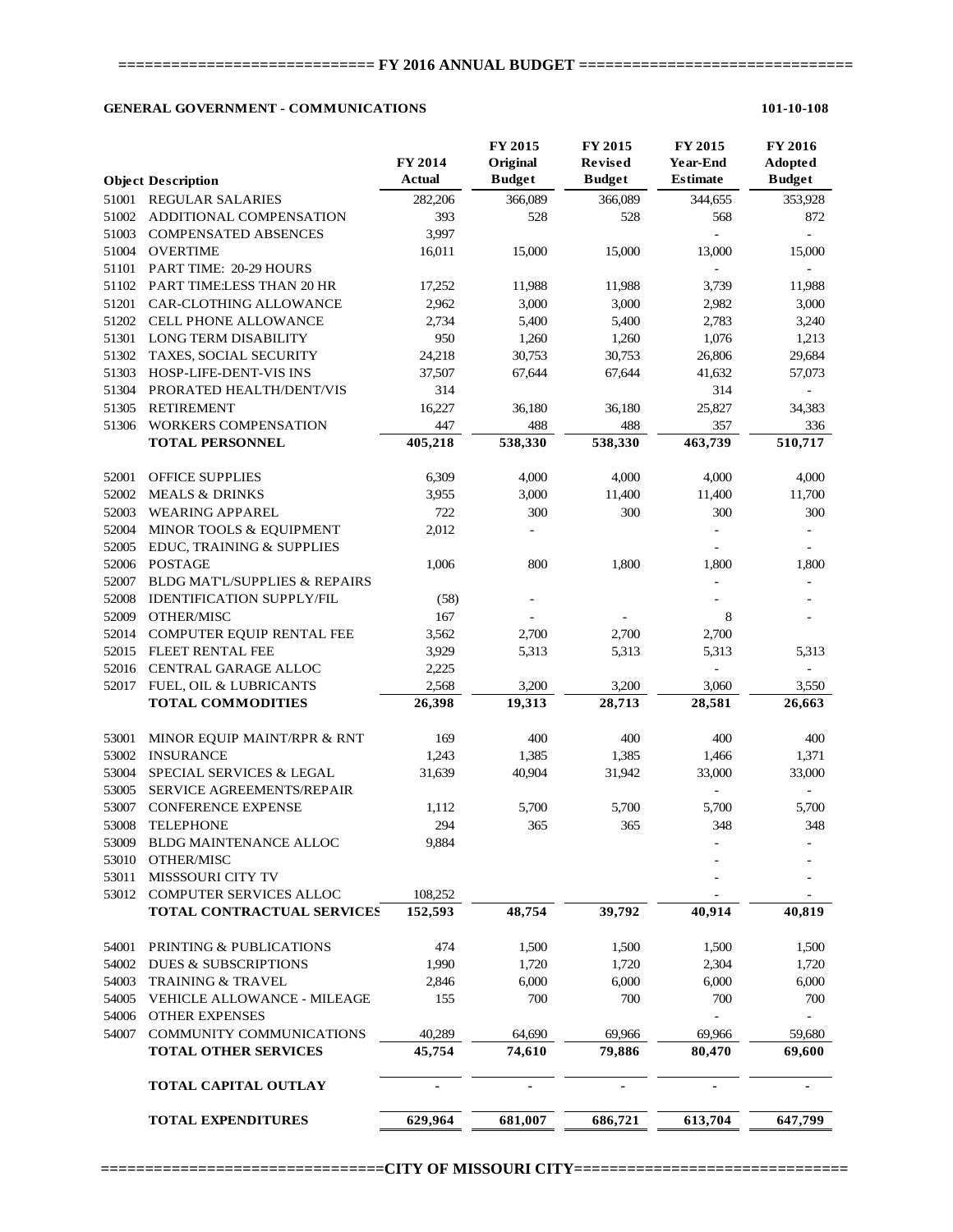## FY 2016 ANNUAL BUDGET

**GENERAL GOVERNMENT - COMMUNICATIONS** **101-10-108**

| | Object Description | FY 2014 Actual | FY 2015 Original Budget | FY 2015 Revised Budget | FY 2015 Year-End Estimate | FY 2016 Adopted Budget |
|---|---|---|---|---|---|---|
| 51001 | REGULAR SALARIES | 282,206 | 366,089 | 366,089 | 344,655 | 353,928 |
| 51002 | ADDITIONAL COMPENSATION | 393 | 528 | 528 | 568 | 872 |
| 51003 | COMPENSATED ABSENCES | 3,997 | | | - | - |
| 51004 | OVERTIME | 16,011 | 15,000 | 15,000 | 13,000 | 15,000 |
| 51101 | PART TIME: 20-29 HOURS | | | | - | - |
| 51102 | PART TIME:LESS THAN 20 HR | 17,252 | 11,988 | 11,988 | 3,739 | 11,988 |
| 51201 | CAR-CLOTHING ALLOWANCE | 2,962 | 3,000 | 3,000 | 2,982 | 3,000 |
| 51202 | CELL PHONE ALLOWANCE | 2,734 | 5,400 | 5,400 | 2,783 | 3,240 |
| 51301 | LONG TERM DISABILITY | 950 | 1,260 | 1,260 | 1,076 | 1,213 |
| 51302 | TAXES, SOCIAL SECURITY | 24,218 | 30,753 | 30,753 | 26,806 | 29,684 |
| 51303 | HOSP-LIFE-DENT-VIS INS | 37,507 | 67,644 | 67,644 | 41,632 | 57,073 |
| 51304 | PRORATED HEALTH/DENT/VIS | 314 | | | 314 | - |
| 51305 | RETIREMENT | 16,227 | 36,180 | 36,180 | 25,827 | 34,383 |
| 51306 | WORKERS COMPENSATION | 447 | 488 | 488 | 357 | 336 |
| | **TOTAL PERSONNEL** | **405,218** | **538,330** | **538,330** | **463,739** | **510,717** |
| 52001 | OFFICE SUPPLIES | 6,309 | 4,000 | 4,000 | 4,000 | 4,000 |
| 52002 | MEALS & DRINKS | 3,955 | 3,000 | 11,400 | 11,400 | 11,700 |
| 52003 | WEARING APPAREL | 722 | 300 | 300 | 300 | 300 |
| 52004 | MINOR TOOLS & EQUIPMENT | 2,012 | - | | - | - |
| 52005 | EDUC, TRAINING & SUPPLIES | | | | - | - |
| 52006 | POSTAGE | 1,006 | 800 | 1,800 | 1,800 | 1,800 |
| 52007 | BLDG MAT'L/SUPPLIES & REPAIRS | | | | - | - |
| 52008 | IDENTIFICATION SUPPLY/FIL | (58) | - | | - | - |
| 52009 | OTHER/MISC | 167 | - | - | 8 | - |
| 52014 | COMPUTER EQUIP RENTAL FEE | 3,562 | 2,700 | 2,700 | 2,700 | |
| 52015 | FLEET RENTAL FEE | 3,929 | 5,313 | 5,313 | 5,313 | 5,313 |
| 52016 | CENTRAL GARAGE ALLOC | 2,225 | | | - | - |
| 52017 | FUEL, OIL & LUBRICANTS | 2,568 | 3,200 | 3,200 | 3,060 | 3,550 |
| | **TOTAL COMMODITIES** | **26,398** | **19,313** | **28,713** | **28,581** | **26,663** |
| 53001 | MINOR EQUIP MAINT/RPR & RNT | 169 | 400 | 400 | 400 | 400 |
| 53002 | INSURANCE | 1,243 | 1,385 | 1,385 | 1,466 | 1,371 |
| 53004 | SPECIAL SERVICES & LEGAL | 31,639 | 40,904 | 31,942 | 33,000 | 33,000 |
| 53005 | SERVICE AGREEMENTS/REPAIR | | | | - | - |
| 53007 | CONFERENCE EXPENSE | 1,112 | 5,700 | 5,700 | 5,700 | 5,700 |
| 53008 | TELEPHONE | 294 | 365 | 365 | 348 | 348 |
| 53009 | BLDG MAINTENANCE ALLOC | 9,884 | | | - | - |
| 53010 | OTHER/MISC | | | | - | - |
| 53011 | MISSSOURI CITY TV | | | | - | - |
| 53012 | COMPUTER SERVICES ALLOC | 108,252 | | | - | - |
| | **TOTAL CONTRACTUAL SERVICES** | **152,593** | **48,754** | **39,792** | **40,914** | **40,819** |
| 54001 | PRINTING & PUBLICATIONS | 474 | 1,500 | 1,500 | 1,500 | 1,500 |
| 54002 | DUES & SUBSCRIPTIONS | 1,990 | 1,720 | 1,720 | 2,304 | 1,720 |
| 54003 | TRAINING & TRAVEL | 2,846 | 6,000 | 6,000 | 6,000 | 6,000 |
| 54005 | VEHICLE ALLOWANCE - MILEAGE | 155 | 700 | 700 | 700 | 700 |
| 54006 | OTHER EXPENSES | | | | - | - |
| 54007 | COMMUNITY COMMUNICATIONS | 40,289 | 64,690 | 69,966 | 69,966 | 59,680 |
| | **TOTAL OTHER SERVICES** | **45,754** | **74,610** | **79,886** | **80,470** | **69,600** |
| | **TOTAL CAPITAL OUTLAY** | **-** | **-** | **-** | **-** | **-** |
| | **TOTAL EXPENDITURES** | **629,964** | **681,007** | **686,721** | **613,704** | **647,799** |

CITY OF MISSOURI CITY